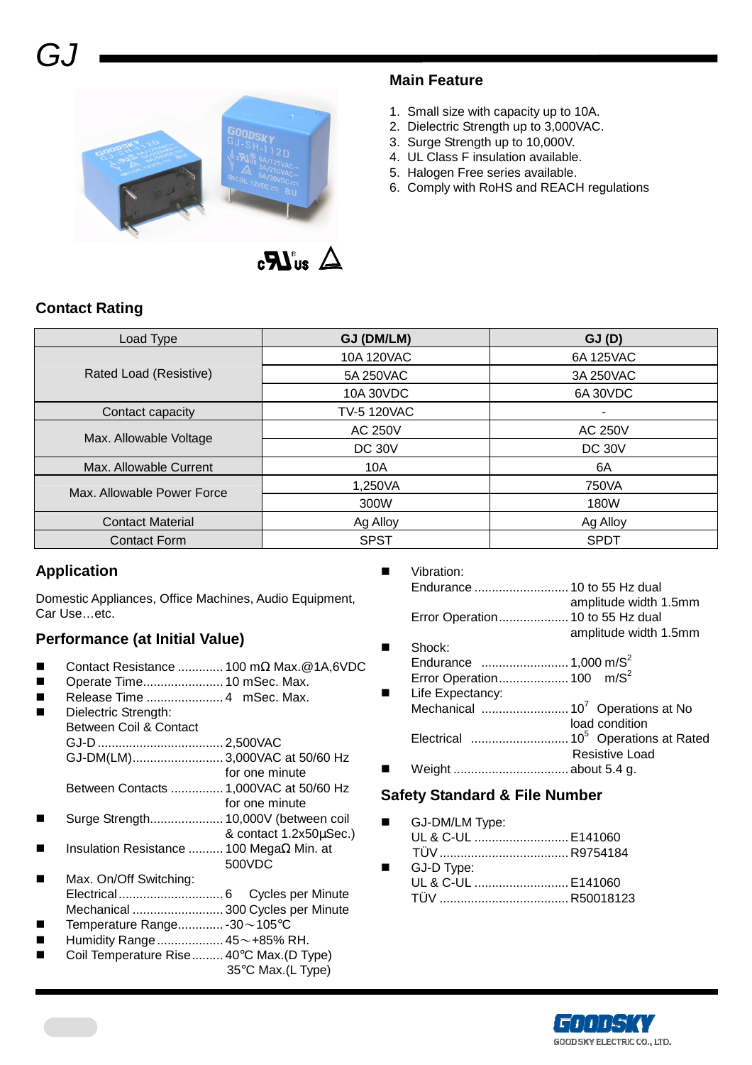# GJ

## Main Feature

1. Small size with capacity up to 10A.
2. Dielectric Strength up to 3,000VAC.
3. Surge Strength up to 10,000V.
4. UL Class F insulation available.
5. Halogen Free series available.
6. Comply with RoHS and REACH regulations

## Contact Rating

| Load Type | GJ (DM/LM) | GJ (D) |
|---|---|---|
| Rated Load (Resistive) | 10A 120VAC | 6A 125VAC |
| | 5A 250VAC | 3A 250VAC |
| | 10A 30VDC | 6A 30VDC |
| Contact capacity | TV-5 120VAC | - |
| Max. Allowable Voltage | AC 250V | AC 250V |
| | DC 30V | DC 30V |
| Max. Allowable Current | 10A | 6A |
| Max. Allowable Power Force | 1,250VA | 750VA |
| | 300W | 180W |
| Contact Material | Ag Alloy | Ag Alloy |
| Contact Form | SPST | SPDT |

## Application

Domestic Appliances, Office Machines, Audio Equipment, Car Use…etc.

## Performance (at Initial Value)

- Contact Resistance ............. 100 mΩ Max.@1A,6VDC
- Operate Time....................... 10 mSec. Max.
- Release Time ...................... 4 mSec. Max.
- Dielectric Strength:
  Between Coil & Contact
  GJ-D ..................................... 2,500VAC
  GJ-DM(LM).......................... 3,000VAC at 50/60 Hz for one minute
  Between Contacts ............... 1,000VAC at 50/60 Hz for one minute
- Surge Strength..................... 10,000V (between coil & contact 1.2x50μSec.)
- Insulation Resistance .......... 100 MegaΩ Min. at 500VDC
- Max. On/Off Switching:
  Electrical ............................. 6 Cycles per Minute
  Mechanical .......................... 300 Cycles per Minute
- Temperature Range............. -30～105℃
- Humidity Range ................... 45～+85% RH.
- Coil Temperature Rise......... 40℃ Max.(D Type) 35℃ Max.(L Type)
- Vibration:
  Endurance ........................... 10 to 55 Hz dual amplitude width 1.5mm
  Error Operation.................... 10 to 55 Hz dual amplitude width 1.5mm
- Shock:
  Endurance ........................... 1,000 $m/S^2$
  Error Operation.................... 100 $m/S^2$
- Life Expectancy:
  Mechanical .......................... $10^7$ Operations at No load condition
  Electrical ............................ $10^5$ Operations at Rated Resistive Load
- Weight ................................. about 5.4 g.

## Safety Standard & File Number

- GJ-DM/LM Type:
  UL & C-UL ........................... E141060
  TÜV ..................................... R9754184
- GJ-D Type:
  UL & C-UL ........................... E141060
  TÜV ..................................... R50018123

GOODSKY ELECTRIC CO., LTD.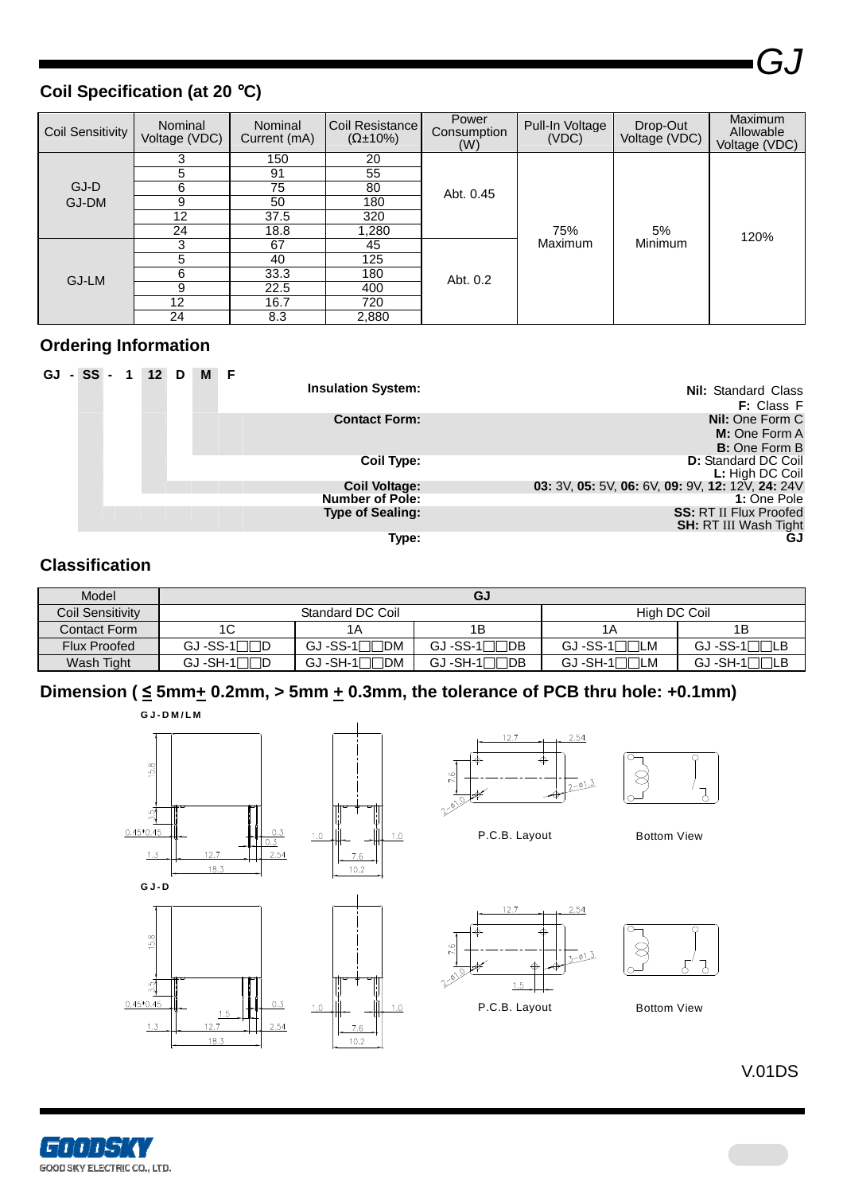## Coil Specification (at 20 ℃)

| Coil Sensitivity | Nominal Voltage (VDC) | Nominal Current (mA) | Coil Resistance (Ω±10%) | Power Consumption (W) | Pull-In Voltage (VDC) | Drop-Out Voltage (VDC) | Maximum Allowable Voltage (VDC) |
|---|---|---|---|---|---|---|---|
| GJ-D GJ-DM | 3 | 150 | 20 | Abt. 0.45 | 75% Maximum | 5% Minimum | 120% |
| | 5 | 91 | 55 | | | | |
| | 6 | 75 | 80 | | | | |
| | 9 | 50 | 180 | | | | |
| | 12 | 37.5 | 320 | | | | |
| | 24 | 18.8 | 1,280 | | | | |
| GJ-LM | 3 | 67 | 45 | Abt. 0.2 | | | |
| | 5 | 40 | 125 | | | | |
| | 6 | 33.3 | 180 | | | | |
| | 9 | 22.5 | 400 | | | | |
| | 12 | 16.7 | 720 | | | | |
| | 24 | 8.3 | 2,880 | | | | |

## Ordering Information

**GJ - SS - 1 12 D M F**

| | |
|---|---|
| **Insulation System:** | **Nil:** Standard Class; **F:** Class F |
| **Contact Form:** | **Nil:** One Form C; **M:** One Form A; **B:** One Form B |
| **Coil Type:** | **D:** Standard DC Coil; **L:** High DC Coil |
| **Coil Voltage:** | **03:** 3V, **05:** 5V, **06:** 6V, **09:** 9V, **12:** 12V, **24:** 24V |
| **Number of Pole:** | **1:** One Pole |
| **Type of Sealing:** | **SS:** RT II Flux Proofed; **SH:** RT III Wash Tight |
| **Type:** | **GJ** |

## Classification

| Model | GJ | | | | |
|---|---|---|---|---|---|
| Coil Sensitivity | Standard DC Coil | | | High DC Coil | |
| Contact Form | 1C | 1A | 1B | 1A | 1B |
| Flux Proofed | GJ -SS-1□□D | GJ -SS-1□□DM | GJ -SS-1□□DB | GJ -SS-1□□LM | GJ -SS-1□□LB |
| Wash Tight | GJ -SH-1□□D | GJ -SH-1□□DM | GJ -SH-1□□DB | GJ -SH-1□□LM | GJ -SH-1□□LB |

## Dimension ( ≤ 5mm± 0.2mm, > 5mm ± 0.3mm, the tolerance of PCB thru hole: +0.1mm)

**GJ-DM/LM**

15.8
3.5
0.45±0.45
0.3
0.3
1.3
12.7
2.54
18.3
1.0
1.0
7.6
10.2
12.7
2.54
7.6
2-ϕ1.0
2-ϕ1.3

P.C.B. Layout

Bottom View

**GJ-D**

15.8
3.5
0.45±0.45
0.3
1.5
1.3
12.7
2.54
18.3
1.0
1.0
7.6
10.2
12.7
2.54
7.6
2-ϕ1.0
3-ϕ1.3
1.5

P.C.B. Layout

Bottom View

V.01DS